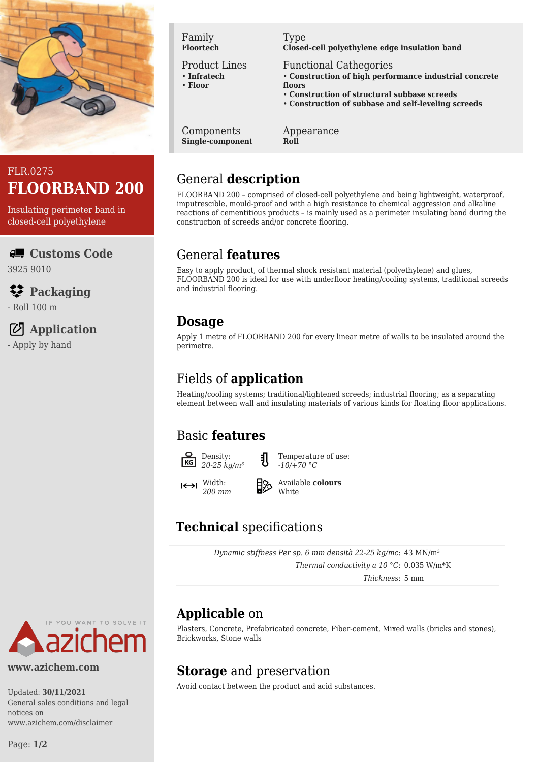FLR.0275

# FLOORBAND 200

Insulating perimeter band in closed-cell polyethylene

**Customs Code**

3925 9010

**Packaging**

- Roll 100 m

**Application**

- Apply by hand

| Family | Type |
|---|---|
| **Floortech** | **Closed-cell polyethylene edge insulation band** |

| Product Lines | Functional Cathegories |
|---|---|
| • **Infratech**<br>• **Floor** | • **Construction of high performance industrial concrete floors**<br>• **Construction of structural subbase screeds**<br>• **Construction of subbase and self-leveling screeds** |

| Components | Appearance |
|---|---|
| **Single-component** | **Roll** |

## General **description**

FLOORBAND 200 – comprised of closed-cell polyethylene and being lightweight, waterproof, imputrescible, mould-proof and with a high resistance to chemical aggression and alkaline reactions of cementitious products – is mainly used as a perimeter insulating band during the construction of screeds and/or concrete flooring.

## General **features**

Easy to apply product, of thermal shock resistant material (polyethylene) and glues, FLOORBAND 200 is ideal for use with underfloor heating/cooling systems, traditional screeds and industrial flooring.

## **Dosage**

Apply 1 metre of FLOORBAND 200 for every linear metre of walls to be insulated around the perimetre.

## Fields of **application**

Heating/cooling systems; traditional/lightened screeds; industrial flooring; as a separating element between wall and insulating materials of various kinds for floating floor applications.

## Basic **features**

Density: *20-25 kg/m³*

Temperature of use: *-10/+70 °C*

Width: *200 mm*

Available **colours**: White

## **Technical** specifications

| | |
|---|---|
| *Dynamic stiffness Per sp. 6 mm densità 22-25 kg/mc*: | 43 MN/m³ |
| *Thermal conductivity a 10 °C*: | 0.035 W/m*K |
| *Thickness*: | 5 mm |

## **Applicable** on

Plasters, Concrete, Prefabricated concrete, Fiber-cement, Mixed walls (bricks and stones), Brickworks, Stone walls

## **Storage** and preservation

Avoid contact between the product and acid substances.

IF YOU WANT TO SOLVE IT azichem

**www.azichem.com**

Updated: **30/11/2021**
General sales conditions and legal notices on www.azichem.com/disclaimer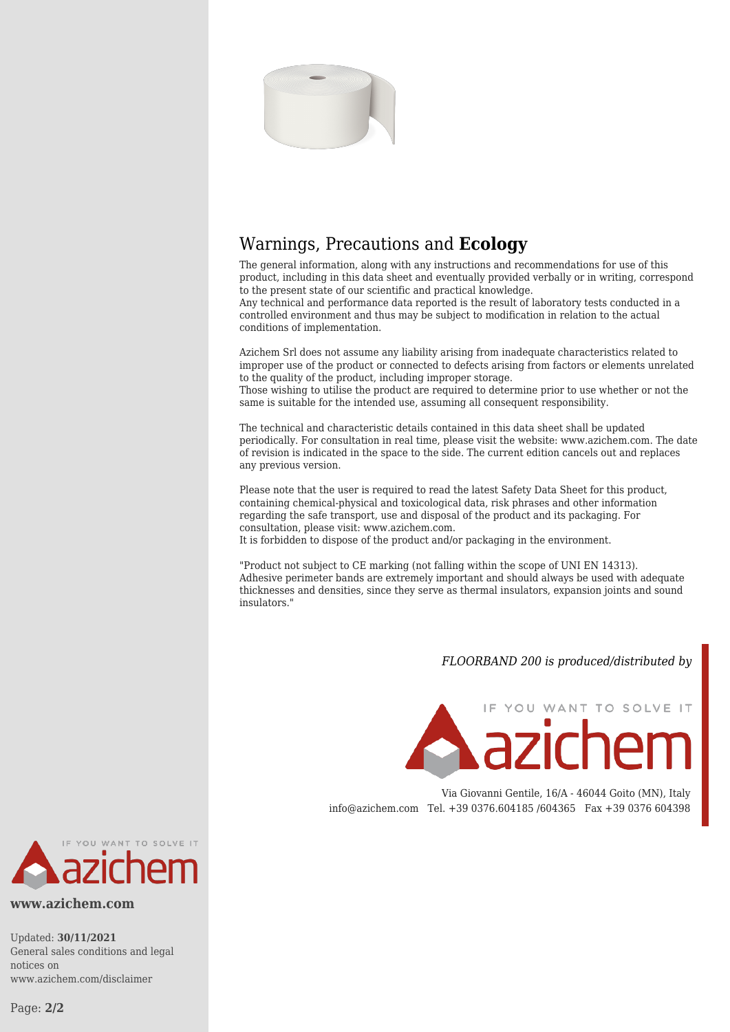## Warnings, Precautions and **Ecology**

The general information, along with any instructions and recommendations for use of this product, including in this data sheet and eventually provided verbally or in writing, correspond to the present state of our scientific and practical knowledge.
Any technical and performance data reported is the result of laboratory tests conducted in a controlled environment and thus may be subject to modification in relation to the actual conditions of implementation.

Azichem Srl does not assume any liability arising from inadequate characteristics related to improper use of the product or connected to defects arising from factors or elements unrelated to the quality of the product, including improper storage.
Those wishing to utilise the product are required to determine prior to use whether or not the same is suitable for the intended use, assuming all consequent responsibility.

The technical and characteristic details contained in this data sheet shall be updated periodically. For consultation in real time, please visit the website: www.azichem.com. The date of revision is indicated in the space to the side. The current edition cancels out and replaces any previous version.

Please note that the user is required to read the latest Safety Data Sheet for this product, containing chemical-physical and toxicological data, risk phrases and other information regarding the safe transport, use and disposal of the product and its packaging. For consultation, please visit: www.azichem.com.
It is forbidden to dispose of the product and/or packaging in the environment.

"Product not subject to CE marking (not falling within the scope of UNI EN 14313).
Adhesive perimeter bands are extremely important and should always be used with adequate thicknesses and densities, since they serve as thermal insulators, expansion joints and sound insulators."

*FLOORBAND 200 is produced/distributed by*

IF YOU WANT TO SOLVE IT
azichem

Via Giovanni Gentile, 16/A - 46044 Goito (MN), Italy
info@azichem.com Tel. +39 0376.604185 /604365 Fax +39 0376 604398

IF YOU WANT TO SOLVE IT
azichem

**www.azichem.com**

Updated: **30/11/2021**
General sales conditions and legal notices on www.azichem.com/disclaimer